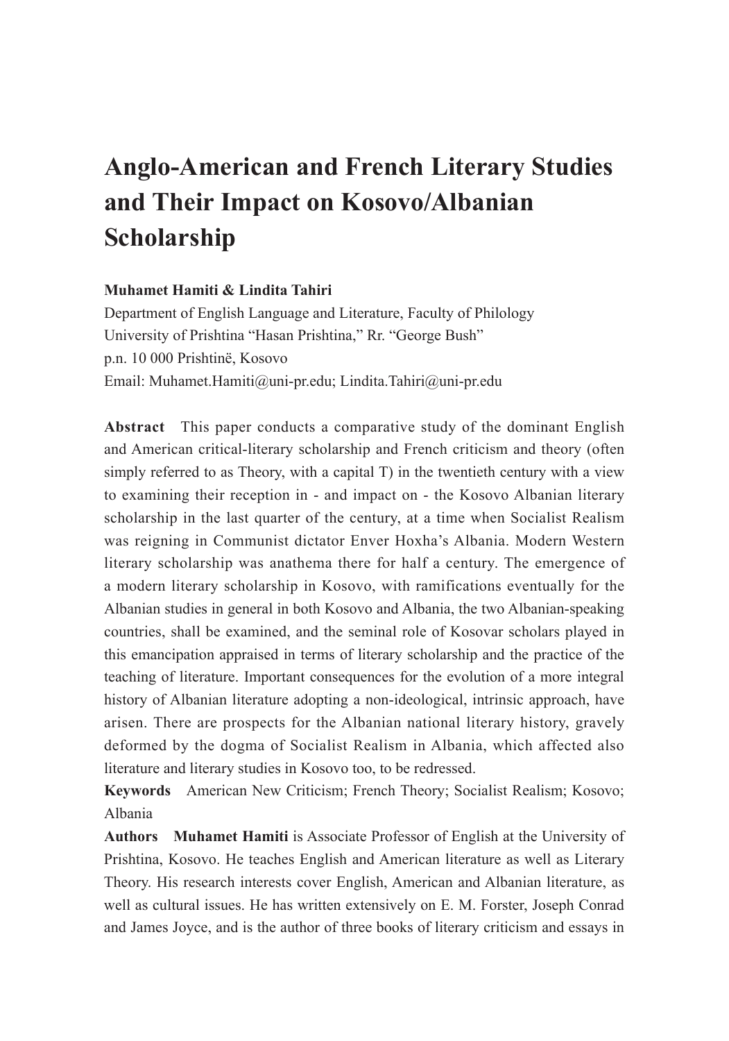# Anglo-American and French Literary Studies and Their Impact on Kosovo/Albanian Scholarship

**Muhamet Hamiti & Lindita Tahiri**

Department of English Language and Literature, Faculty of Philology
University of Prishtina "Hasan Prishtina," Rr. "George Bush"
p.n. 10 000 Prishtinë, Kosovo
Email: Muhamet.Hamiti@uni-pr.edu; Lindita.Tahiri@uni-pr.edu

**Abstract** This paper conducts a comparative study of the dominant English and American critical-literary scholarship and French criticism and theory (often simply referred to as Theory, with a capital T) in the twentieth century with a view to examining their reception in - and impact on - the Kosovo Albanian literary scholarship in the last quarter of the century, at a time when Socialist Realism was reigning in Communist dictator Enver Hoxha's Albania. Modern Western literary scholarship was anathema there for half a century. The emergence of a modern literary scholarship in Kosovo, with ramifications eventually for the Albanian studies in general in both Kosovo and Albania, the two Albanian-speaking countries, shall be examined, and the seminal role of Kosovar scholars played in this emancipation appraised in terms of literary scholarship and the practice of the teaching of literature. Important consequences for the evolution of a more integral history of Albanian literature adopting a non-ideological, intrinsic approach, have arisen. There are prospects for the Albanian national literary history, gravely deformed by the dogma of Socialist Realism in Albania, which affected also literature and literary studies in Kosovo too, to be redressed.

**Keywords** American New Criticism; French Theory; Socialist Realism; Kosovo; Albania

**Authors** **Muhamet Hamiti** is Associate Professor of English at the University of Prishtina, Kosovo. He teaches English and American literature as well as Literary Theory. His research interests cover English, American and Albanian literature, as well as cultural issues. He has written extensively on E. M. Forster, Joseph Conrad and James Joyce, and is the author of three books of literary criticism and essays in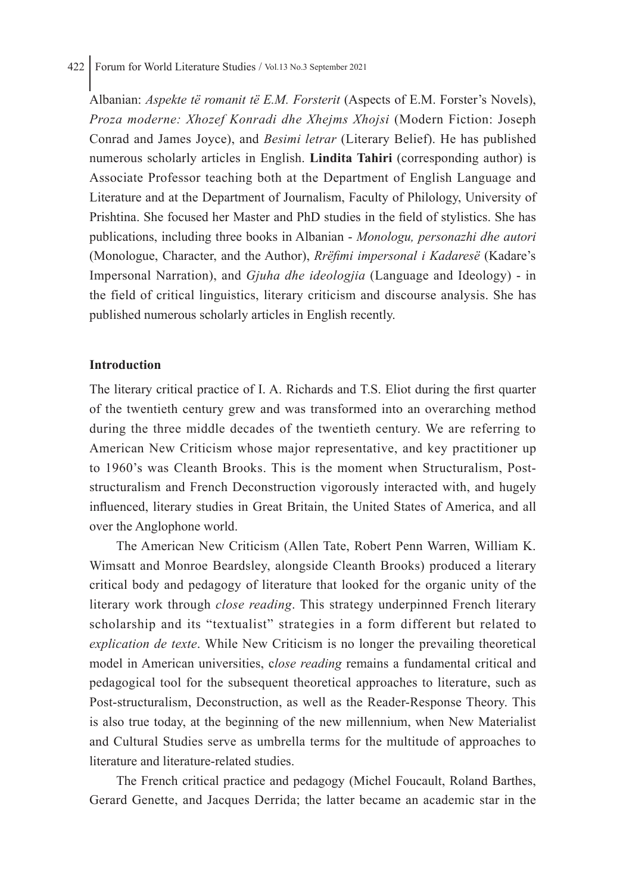Albanian: *Aspekte të romanit të E.M. Forsterit* (Aspects of E.M. Forster's Novels), *Proza moderne: Xhozef Konradi dhe Xhejms Xhojsi* (Modern Fiction: Joseph Conrad and James Joyce), and *Besimi letrar* (Literary Belief). He has published numerous scholarly articles in English. **Lindita Tahiri** (corresponding author) is Associate Professor teaching both at the Department of English Language and Literature and at the Department of Journalism, Faculty of Philology, University of Prishtina. She focused her Master and PhD studies in the field of stylistics. She has publications, including three books in Albanian - *Monologu, personazhi dhe autori* (Monologue, Character, and the Author), *Rrëfimi impersonal i Kadaresë* (Kadare's Impersonal Narration), and *Gjuha dhe ideologjia* (Language and Ideology) - in the field of critical linguistics, literary criticism and discourse analysis. She has published numerous scholarly articles in English recently.

## Introduction

The literary critical practice of I. A. Richards and T.S. Eliot during the first quarter of the twentieth century grew and was transformed into an overarching method during the three middle decades of the twentieth century. We are referring to American New Criticism whose major representative, and key practitioner up to 1960's was Cleanth Brooks. This is the moment when Structuralism, Post-structuralism and French Deconstruction vigorously interacted with, and hugely influenced, literary studies in Great Britain, the United States of America, and all over the Anglophone world.

The American New Criticism (Allen Tate, Robert Penn Warren, William K. Wimsatt and Monroe Beardsley, alongside Cleanth Brooks) produced a literary critical body and pedagogy of literature that looked for the organic unity of the literary work through *close reading*. This strategy underpinned French literary scholarship and its "textualist" strategies in a form different but related to *explication de texte*. While New Criticism is no longer the prevailing theoretical model in American universities, c*lose reading* remains a fundamental critical and pedagogical tool for the subsequent theoretical approaches to literature, such as Post-structuralism, Deconstruction, as well as the Reader-Response Theory. This is also true today, at the beginning of the new millennium, when New Materialist and Cultural Studies serve as umbrella terms for the multitude of approaches to literature and literature-related studies.

The French critical practice and pedagogy (Michel Foucault, Roland Barthes, Gerard Genette, and Jacques Derrida; the latter became an academic star in the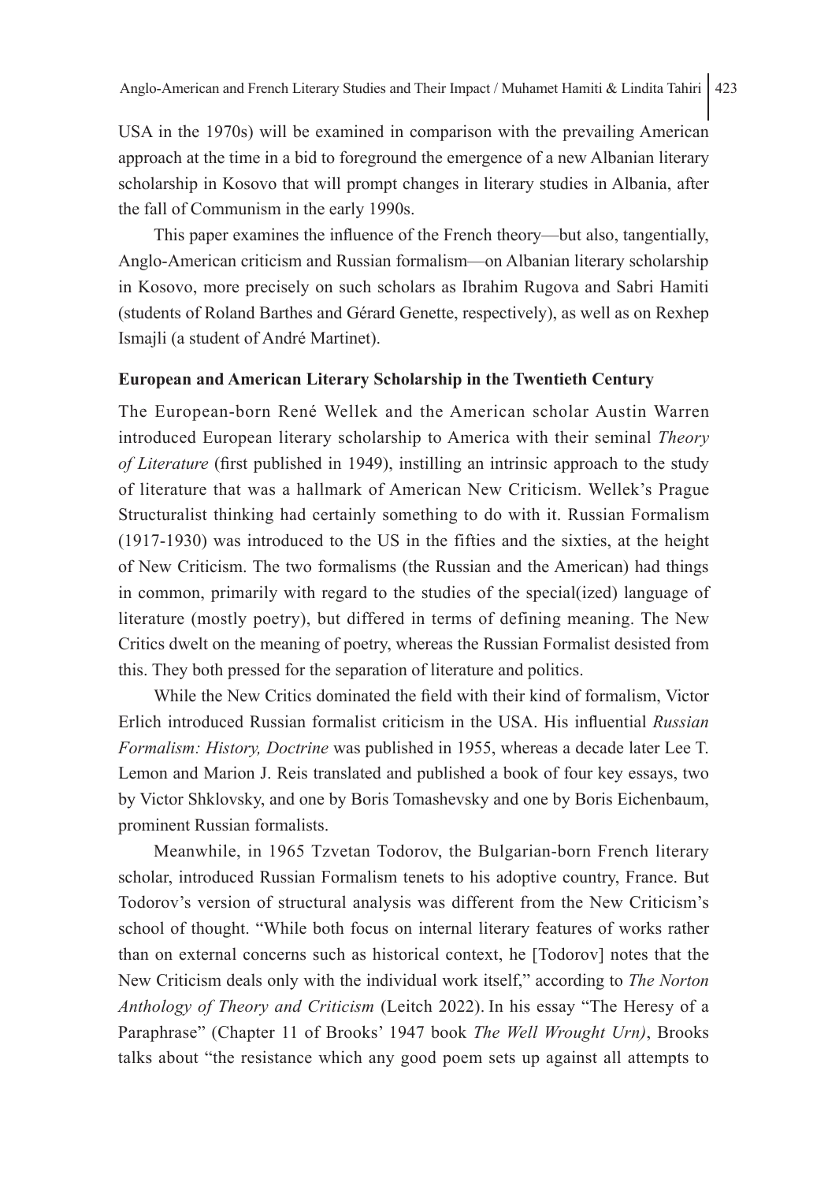USA in the 1970s) will be examined in comparison with the prevailing American approach at the time in a bid to foreground the emergence of a new Albanian literary scholarship in Kosovo that will prompt changes in literary studies in Albania, after the fall of Communism in the early 1990s.

This paper examines the influence of the French theory—but also, tangentially, Anglo-American criticism and Russian formalism—on Albanian literary scholarship in Kosovo, more precisely on such scholars as Ibrahim Rugova and Sabri Hamiti (students of Roland Barthes and Gérard Genette, respectively), as well as on Rexhep Ismajli (a student of André Martinet).

**European and American Literary Scholarship in the Twentieth Century**

The European-born René Wellek and the American scholar Austin Warren introduced European literary scholarship to America with their seminal *Theory of Literature* (first published in 1949), instilling an intrinsic approach to the study of literature that was a hallmark of American New Criticism. Wellek's Prague Structuralist thinking had certainly something to do with it. Russian Formalism (1917-1930) was introduced to the US in the fifties and the sixties, at the height of New Criticism. The two formalisms (the Russian and the American) had things in common, primarily with regard to the studies of the special(ized) language of literature (mostly poetry), but differed in terms of defining meaning. The New Critics dwelt on the meaning of poetry, whereas the Russian Formalist desisted from this. They both pressed for the separation of literature and politics.

While the New Critics dominated the field with their kind of formalism, Victor Erlich introduced Russian formalist criticism in the USA. His influential *Russian Formalism: History, Doctrine* was published in 1955, whereas a decade later Lee T. Lemon and Marion J. Reis translated and published a book of four key essays, two by Victor Shklovsky, and one by Boris Tomashevsky and one by Boris Eichenbaum, prominent Russian formalists.

Meanwhile, in 1965 Tzvetan Todorov, the Bulgarian-born French literary scholar, introduced Russian Formalism tenets to his adoptive country, France. But Todorov's version of structural analysis was different from the New Criticism's school of thought. "While both focus on internal literary features of works rather than on external concerns such as historical context, he [Todorov] notes that the New Criticism deals only with the individual work itself," according to *The Norton Anthology of Theory and Criticism* (Leitch 2022). In his essay "The Heresy of a Paraphrase" (Chapter 11 of Brooks' 1947 book *The Well Wrought Urn)*, Brooks talks about "the resistance which any good poem sets up against all attempts to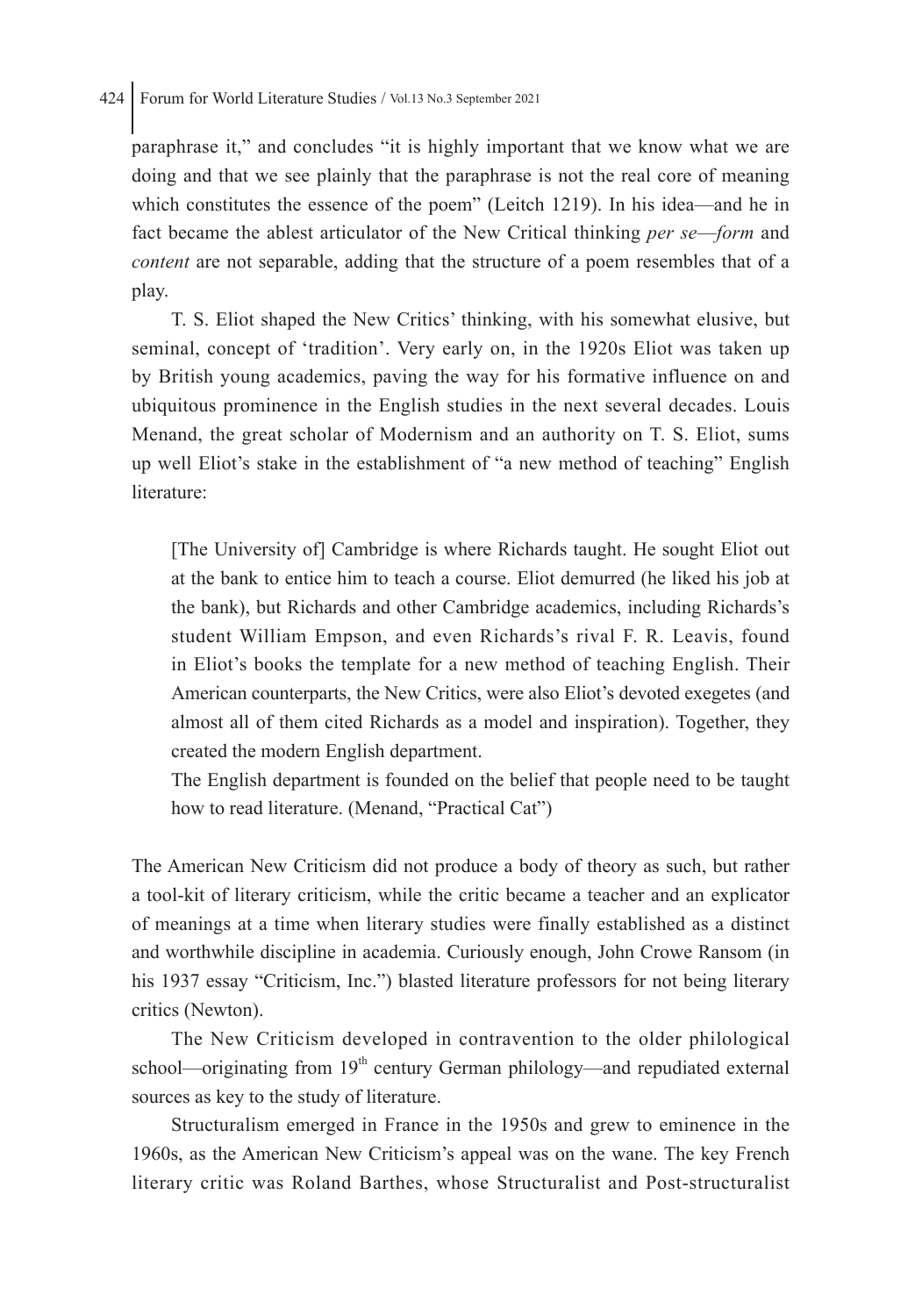paraphrase it," and concludes "it is highly important that we know what we are doing and that we see plainly that the paraphrase is not the real core of meaning which constitutes the essence of the poem" (Leitch 1219). In his idea—and he in fact became the ablest articulator of the New Critical thinking *per se*—*form* and *content* are not separable, adding that the structure of a poem resembles that of a play.

T. S. Eliot shaped the New Critics' thinking, with his somewhat elusive, but seminal, concept of 'tradition'. Very early on, in the 1920s Eliot was taken up by British young academics, paving the way for his formative influence on and ubiquitous prominence in the English studies in the next several decades. Louis Menand, the great scholar of Modernism and an authority on T. S. Eliot, sums up well Eliot's stake in the establishment of "a new method of teaching" English literature:

> [The University of] Cambridge is where Richards taught. He sought Eliot out at the bank to entice him to teach a course. Eliot demurred (he liked his job at the bank), but Richards and other Cambridge academics, including Richards's student William Empson, and even Richards's rival F. R. Leavis, found in Eliot's books the template for a new method of teaching English. Their American counterparts, the New Critics, were also Eliot's devoted exegetes (and almost all of them cited Richards as a model and inspiration). Together, they created the modern English department.
>
> The English department is founded on the belief that people need to be taught how to read literature. (Menand, "Practical Cat")

The American New Criticism did not produce a body of theory as such, but rather a tool-kit of literary criticism, while the critic became a teacher and an explicator of meanings at a time when literary studies were finally established as a distinct and worthwhile discipline in academia. Curiously enough, John Crowe Ransom (in his 1937 essay "Criticism, Inc.") blasted literature professors for not being literary critics (Newton).

The New Criticism developed in contravention to the older philological school—originating from 19th century German philology—and repudiated external sources as key to the study of literature.

Structuralism emerged in France in the 1950s and grew to eminence in the 1960s, as the American New Criticism's appeal was on the wane. The key French literary critic was Roland Barthes, whose Structuralist and Post-structuralist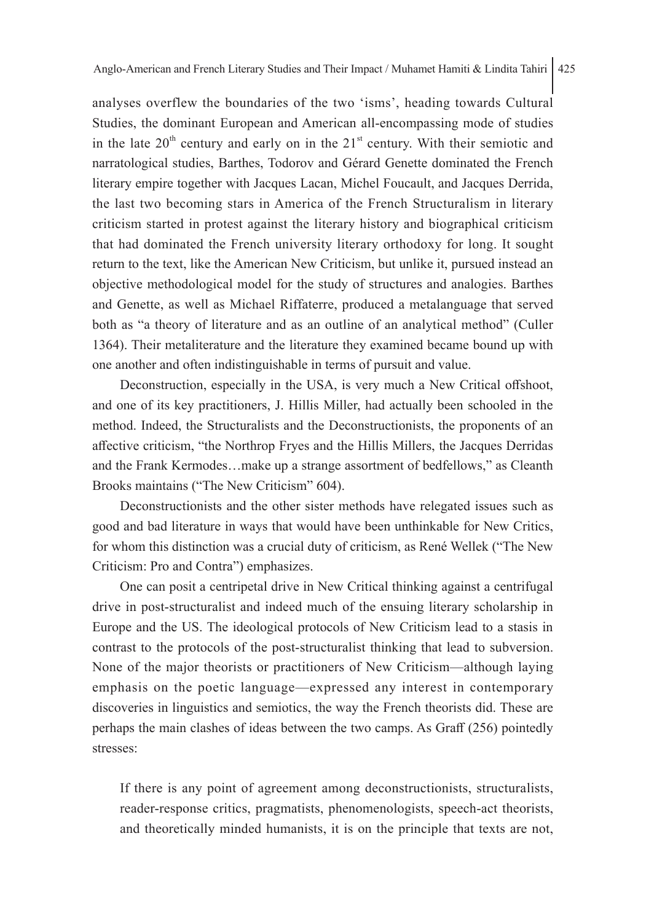analyses overflew the boundaries of the two 'isms', heading towards Cultural Studies, the dominant European and American all-encompassing mode of studies in the late 20th century and early on in the 21st century. With their semiotic and narratological studies, Barthes, Todorov and Gérard Genette dominated the French literary empire together with Jacques Lacan, Michel Foucault, and Jacques Derrida, the last two becoming stars in America of the French Structuralism in literary criticism started in protest against the literary history and biographical criticism that had dominated the French university literary orthodoxy for long. It sought return to the text, like the American New Criticism, but unlike it, pursued instead an objective methodological model for the study of structures and analogies. Barthes and Genette, as well as Michael Riffaterre, produced a metalanguage that served both as "a theory of literature and as an outline of an analytical method" (Culler 1364). Their metaliterature and the literature they examined became bound up with one another and often indistinguishable in terms of pursuit and value.

Deconstruction, especially in the USA, is very much a New Critical offshoot, and one of its key practitioners, J. Hillis Miller, had actually been schooled in the method. Indeed, the Structuralists and the Deconstructionists, the proponents of an affective criticism, "the Northrop Fryes and the Hillis Millers, the Jacques Derridas and the Frank Kermodes…make up a strange assortment of bedfellows," as Cleanth Brooks maintains ("The New Criticism" 604).

Deconstructionists and the other sister methods have relegated issues such as good and bad literature in ways that would have been unthinkable for New Critics, for whom this distinction was a crucial duty of criticism, as René Wellek ("The New Criticism: Pro and Contra") emphasizes.

One can posit a centripetal drive in New Critical thinking against a centrifugal drive in post-structuralist and indeed much of the ensuing literary scholarship in Europe and the US. The ideological protocols of New Criticism lead to a stasis in contrast to the protocols of the post-structuralist thinking that lead to subversion. None of the major theorists or practitioners of New Criticism—although laying emphasis on the poetic language—expressed any interest in contemporary discoveries in linguistics and semiotics, the way the French theorists did. These are perhaps the main clashes of ideas between the two camps. As Graff (256) pointedly stresses:

> If there is any point of agreement among deconstructionists, structuralists, reader-response critics, pragmatists, phenomenologists, speech-act theorists, and theoretically minded humanists, it is on the principle that texts are not,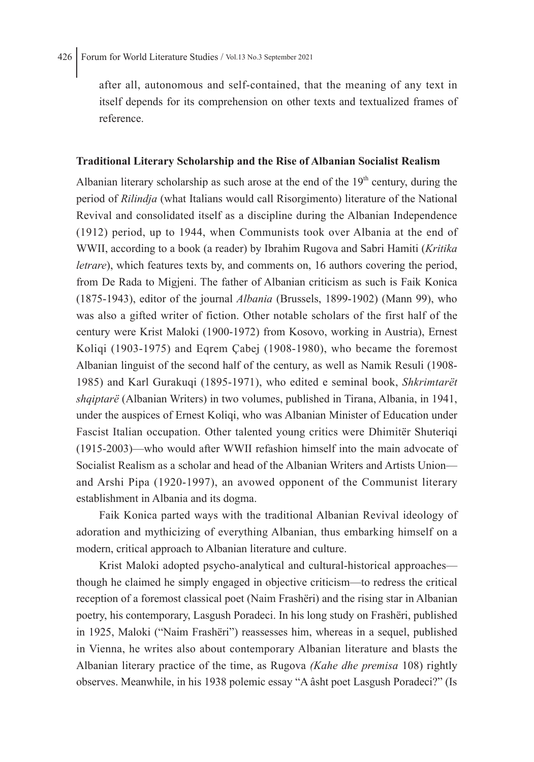after all, autonomous and self-contained, that the meaning of any text in itself depends for its comprehension on other texts and textualized frames of reference.

### Traditional Literary Scholarship and the Rise of Albanian Socialist Realism

Albanian literary scholarship as such arose at the end of the 19th century, during the period of *Rilindja* (what Italians would call Risorgimento) literature of the National Revival and consolidated itself as a discipline during the Albanian Independence (1912) period, up to 1944, when Communists took over Albania at the end of WWII, according to a book (a reader) by Ibrahim Rugova and Sabri Hamiti (*Kritika letrare*), which features texts by, and comments on, 16 authors covering the period, from De Rada to Migjeni. The father of Albanian criticism as such is Faik Konica (1875-1943), editor of the journal *Albania* (Brussels, 1899-1902) (Mann 99), who was also a gifted writer of fiction. Other notable scholars of the first half of the century were Krist Maloki (1900-1972) from Kosovo, working in Austria), Ernest Koliqi (1903-1975) and Eqrem Çabej (1908-1980), who became the foremost Albanian linguist of the second half of the century, as well as Namik Resuli (1908-1985) and Karl Gurakuqi (1895-1971), who edited e seminal book, *Shkrimtarët shqiptarë* (Albanian Writers) in two volumes, published in Tirana, Albania, in 1941, under the auspices of Ernest Koliqi, who was Albanian Minister of Education under Fascist Italian occupation. Other talented young critics were Dhimitër Shuteriqi (1915-2003)—who would after WWII refashion himself into the main advocate of Socialist Realism as a scholar and head of the Albanian Writers and Artists Union—and Arshi Pipa (1920-1997), an avowed opponent of the Communist literary establishment in Albania and its dogma.

Faik Konica parted ways with the traditional Albanian Revival ideology of adoration and mythicizing of everything Albanian, thus embarking himself on a modern, critical approach to Albanian literature and culture.

Krist Maloki adopted psycho-analytical and cultural-historical approaches—though he claimed he simply engaged in objective criticism—to redress the critical reception of a foremost classical poet (Naim Frashëri) and the rising star in Albanian poetry, his contemporary, Lasgush Poradeci. In his long study on Frashëri, published in 1925, Maloki ("Naim Frashëri") reassesses him, whereas in a sequel, published in Vienna, he writes also about contemporary Albanian literature and blasts the Albanian literary practice of the time, as Rugova *(Kahe dhe premisa* 108) rightly observes. Meanwhile, in his 1938 polemic essay "A âsht poet Lasgush Poradeci?" (Is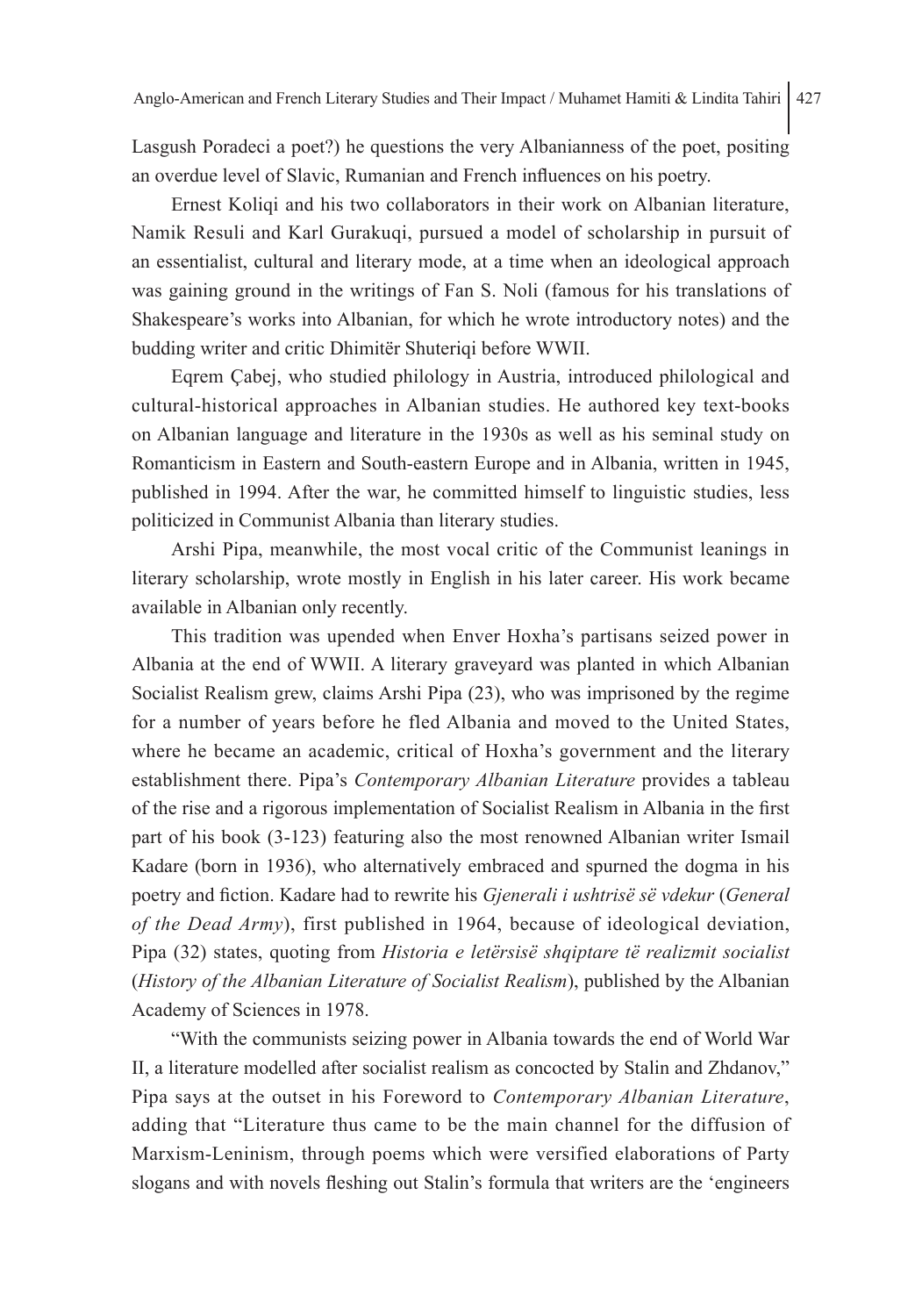Lasgush Poradeci a poet?) he questions the very Albanianness of the poet, positing an overdue level of Slavic, Rumanian and French influences on his poetry.

Ernest Koliqi and his two collaborators in their work on Albanian literature, Namik Resuli and Karl Gurakuqi, pursued a model of scholarship in pursuit of an essentialist, cultural and literary mode, at a time when an ideological approach was gaining ground in the writings of Fan S. Noli (famous for his translations of Shakespeare's works into Albanian, for which he wrote introductory notes) and the budding writer and critic Dhimitër Shuteriqi before WWII.

Eqrem Çabej, who studied philology in Austria, introduced philological and cultural-historical approaches in Albanian studies. He authored key text-books on Albanian language and literature in the 1930s as well as his seminal study on Romanticism in Eastern and South-eastern Europe and in Albania, written in 1945, published in 1994. After the war, he committed himself to linguistic studies, less politicized in Communist Albania than literary studies.

Arshi Pipa, meanwhile, the most vocal critic of the Communist leanings in literary scholarship, wrote mostly in English in his later career. His work became available in Albanian only recently.

This tradition was upended when Enver Hoxha's partisans seized power in Albania at the end of WWII. A literary graveyard was planted in which Albanian Socialist Realism grew, claims Arshi Pipa (23), who was imprisoned by the regime for a number of years before he fled Albania and moved to the United States, where he became an academic, critical of Hoxha's government and the literary establishment there. Pipa's *Contemporary Albanian Literature* provides a tableau of the rise and a rigorous implementation of Socialist Realism in Albania in the first part of his book (3-123) featuring also the most renowned Albanian writer Ismail Kadare (born in 1936), who alternatively embraced and spurned the dogma in his poetry and fiction. Kadare had to rewrite his *Gjenerali i ushtrisë së vdekur* (*General of the Dead Army*), first published in 1964, because of ideological deviation, Pipa (32) states, quoting from *Historia e letërsisë shqiptare të realizmit socialist* (*History of the Albanian Literature of Socialist Realism*), published by the Albanian Academy of Sciences in 1978.

"With the communists seizing power in Albania towards the end of World War II, a literature modelled after socialist realism as concocted by Stalin and Zhdanov," Pipa says at the outset in his Foreword to *Contemporary Albanian Literature*, adding that "Literature thus came to be the main channel for the diffusion of Marxism-Leninism, through poems which were versified elaborations of Party slogans and with novels fleshing out Stalin's formula that writers are the 'engineers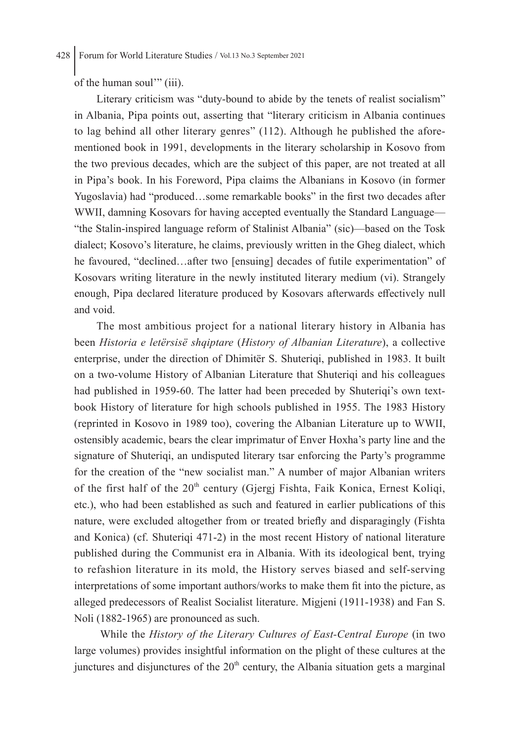of the human soul'" (iii).

Literary criticism was "duty-bound to abide by the tenets of realist socialism" in Albania, Pipa points out, asserting that "literary criticism in Albania continues to lag behind all other literary genres" (112). Although he published the aforementioned book in 1991, developments in the literary scholarship in Kosovo from the two previous decades, which are the subject of this paper, are not treated at all in Pipa's book. In his Foreword, Pipa claims the Albanians in Kosovo (in former Yugoslavia) had "produced…some remarkable books" in the first two decades after WWII, damning Kosovars for having accepted eventually the Standard Language—"the Stalin-inspired language reform of Stalinist Albania" (sic)—based on the Tosk dialect; Kosovo's literature, he claims, previously written in the Gheg dialect, which he favoured, "declined…after two [ensuing] decades of futile experimentation" of Kosovars writing literature in the newly instituted literary medium (vi). Strangely enough, Pipa declared literature produced by Kosovars afterwards effectively null and void.

The most ambitious project for a national literary history in Albania has been *Historia e letërsisë shqiptare* (*History of Albanian Literature*), a collective enterprise, under the direction of Dhimitër S. Shuteriqi, published in 1983. It built on a two-volume History of Albanian Literature that Shuteriqi and his colleagues had published in 1959-60. The latter had been preceded by Shuteriqi's own textbook History of literature for high schools published in 1955. The 1983 History (reprinted in Kosovo in 1989 too), covering the Albanian Literature up to WWII, ostensibly academic, bears the clear imprimatur of Enver Hoxha's party line and the signature of Shuteriqi, an undisputed literary tsar enforcing the Party's programme for the creation of the "new socialist man." A number of major Albanian writers of the first half of the 20th century (Gjergj Fishta, Faik Konica, Ernest Koliqi, etc.), who had been established as such and featured in earlier publications of this nature, were excluded altogether from or treated briefly and disparagingly (Fishta and Konica) (cf. Shuteriqi 471-2) in the most recent History of national literature published during the Communist era in Albania. With its ideological bent, trying to refashion literature in its mold, the History serves biased and self-serving interpretations of some important authors/works to make them fit into the picture, as alleged predecessors of Realist Socialist literature. Migjeni (1911-1938) and Fan S. Noli (1882-1965) are pronounced as such.

While the *History of the Literary Cultures of East-Central Europe* (in two large volumes) provides insightful information on the plight of these cultures at the junctures and disjunctures of the 20th century, the Albania situation gets a marginal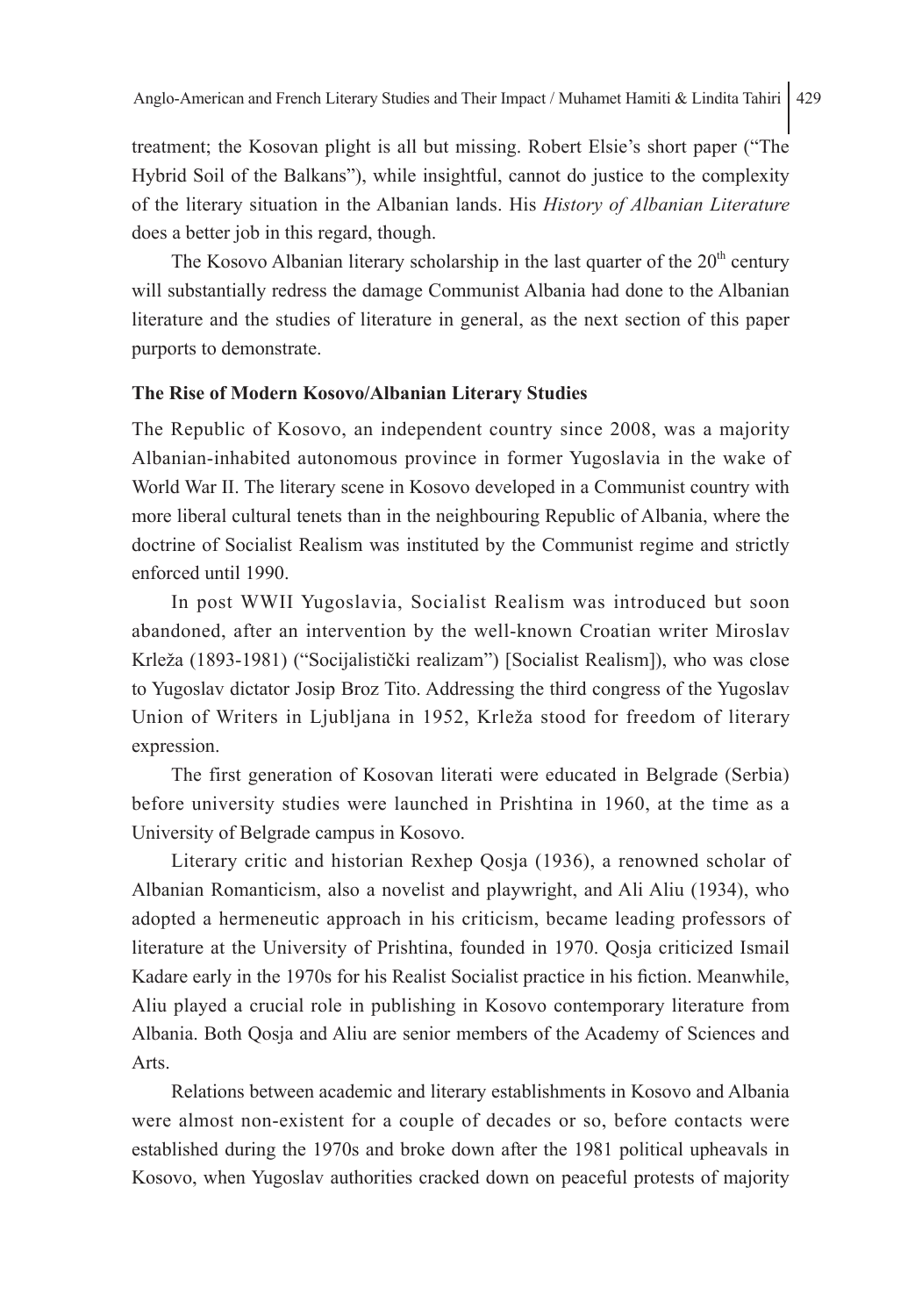treatment; the Kosovan plight is all but missing. Robert Elsie's short paper ("The Hybrid Soil of the Balkans"), while insightful, cannot do justice to the complexity of the literary situation in the Albanian lands. His *History of Albanian Literature* does a better job in this regard, though.

The Kosovo Albanian literary scholarship in the last quarter of the 20th century will substantially redress the damage Communist Albania had done to the Albanian literature and the studies of literature in general, as the next section of this paper purports to demonstrate.

**The Rise of Modern Kosovo/Albanian Literary Studies**

The Republic of Kosovo, an independent country since 2008, was a majority Albanian-inhabited autonomous province in former Yugoslavia in the wake of World War II. The literary scene in Kosovo developed in a Communist country with more liberal cultural tenets than in the neighbouring Republic of Albania, where the doctrine of Socialist Realism was instituted by the Communist regime and strictly enforced until 1990.

In post WWII Yugoslavia, Socialist Realism was introduced but soon abandoned, after an intervention by the well-known Croatian writer Miroslav Krleža (1893-1981) ("Socijalistički realizam") [Socialist Realism]), who was close to Yugoslav dictator Josip Broz Tito. Addressing the third congress of the Yugoslav Union of Writers in Ljubljana in 1952, Krleža stood for freedom of literary expression.

The first generation of Kosovan literati were educated in Belgrade (Serbia) before university studies were launched in Prishtina in 1960, at the time as a University of Belgrade campus in Kosovo.

Literary critic and historian Rexhep Qosja (1936), a renowned scholar of Albanian Romanticism, also a novelist and playwright, and Ali Aliu (1934), who adopted a hermeneutic approach in his criticism, became leading professors of literature at the University of Prishtina, founded in 1970. Qosja criticized Ismail Kadare early in the 1970s for his Realist Socialist practice in his fiction. Meanwhile, Aliu played a crucial role in publishing in Kosovo contemporary literature from Albania. Both Qosja and Aliu are senior members of the Academy of Sciences and Arts.

Relations between academic and literary establishments in Kosovo and Albania were almost non-existent for a couple of decades or so, before contacts were established during the 1970s and broke down after the 1981 political upheavals in Kosovo, when Yugoslav authorities cracked down on peaceful protests of majority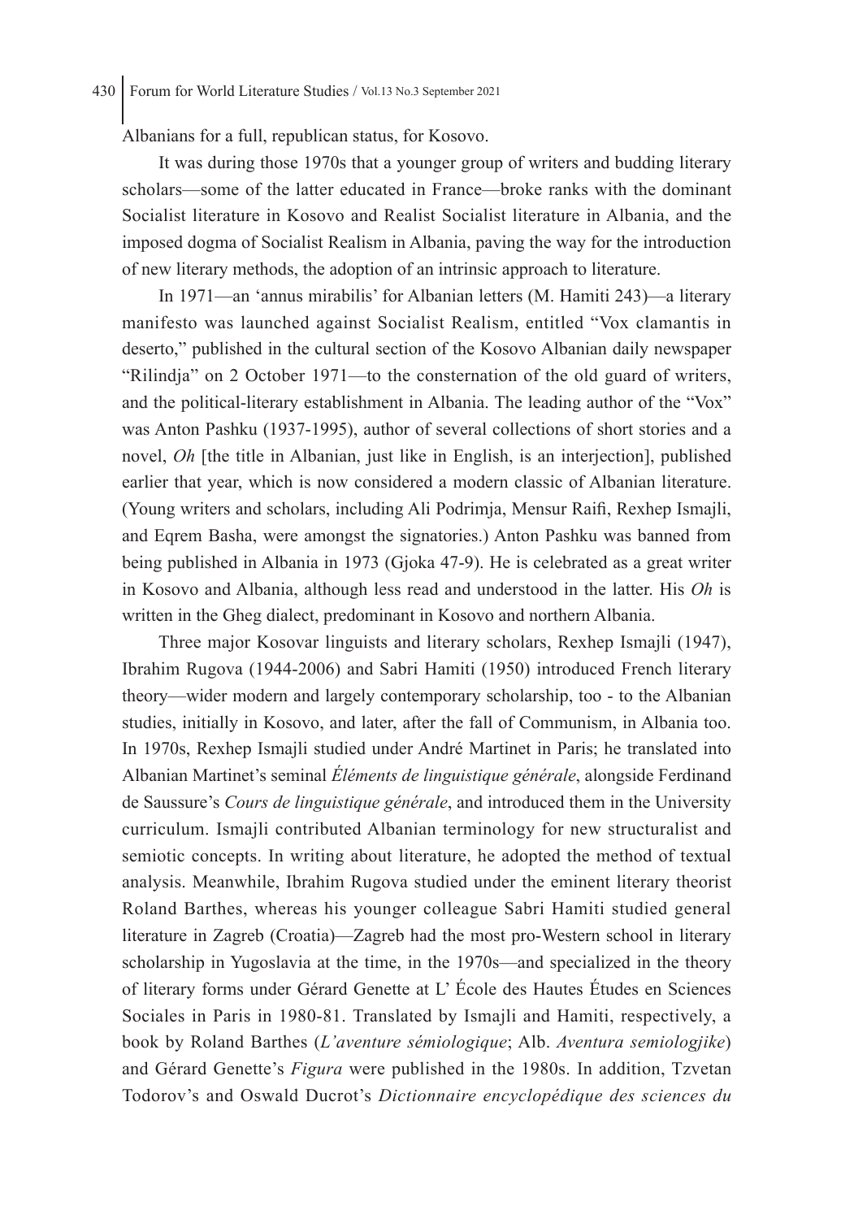Albanians for a full, republican status, for Kosovo.

It was during those 1970s that a younger group of writers and budding literary scholars—some of the latter educated in France—broke ranks with the dominant Socialist literature in Kosovo and Realist Socialist literature in Albania, and the imposed dogma of Socialist Realism in Albania, paving the way for the introduction of new literary methods, the adoption of an intrinsic approach to literature.

In 1971—an 'annus mirabilis' for Albanian letters (M. Hamiti 243)—a literary manifesto was launched against Socialist Realism, entitled "Vox clamantis in deserto," published in the cultural section of the Kosovo Albanian daily newspaper "Rilindja" on 2 October 1971—to the consternation of the old guard of writers, and the political-literary establishment in Albania. The leading author of the "Vox" was Anton Pashku (1937-1995), author of several collections of short stories and a novel, *Oh* [the title in Albanian, just like in English, is an interjection], published earlier that year, which is now considered a modern classic of Albanian literature. (Young writers and scholars, including Ali Podrimja, Mensur Raifi, Rexhep Ismajli, and Eqrem Basha, were amongst the signatories.) Anton Pashku was banned from being published in Albania in 1973 (Gjoka 47-9). He is celebrated as a great writer in Kosovo and Albania, although less read and understood in the latter. His *Oh* is written in the Gheg dialect, predominant in Kosovo and northern Albania.

Three major Kosovar linguists and literary scholars, Rexhep Ismajli (1947), Ibrahim Rugova (1944-2006) and Sabri Hamiti (1950) introduced French literary theory—wider modern and largely contemporary scholarship, too - to the Albanian studies, initially in Kosovo, and later, after the fall of Communism, in Albania too. In 1970s, Rexhep Ismajli studied under André Martinet in Paris; he translated into Albanian Martinet's seminal *Éléments de linguistique générale*, alongside Ferdinand de Saussure's *Cours de linguistique générale*, and introduced them in the University curriculum. Ismajli contributed Albanian terminology for new structuralist and semiotic concepts. In writing about literature, he adopted the method of textual analysis. Meanwhile, Ibrahim Rugova studied under the eminent literary theorist Roland Barthes, whereas his younger colleague Sabri Hamiti studied general literature in Zagreb (Croatia)—Zagreb had the most pro-Western school in literary scholarship in Yugoslavia at the time, in the 1970s—and specialized in the theory of literary forms under Gérard Genette at L' École des Hautes Études en Sciences Sociales in Paris in 1980-81. Translated by Ismajli and Hamiti, respectively, a book by Roland Barthes (*L'aventure sémiologique*; Alb. *Aventura semiologjike*) and Gérard Genette's *Figura* were published in the 1980s. In addition, Tzvetan Todorov's and Oswald Ducrot's *Dictionnaire encyclopédique des sciences du*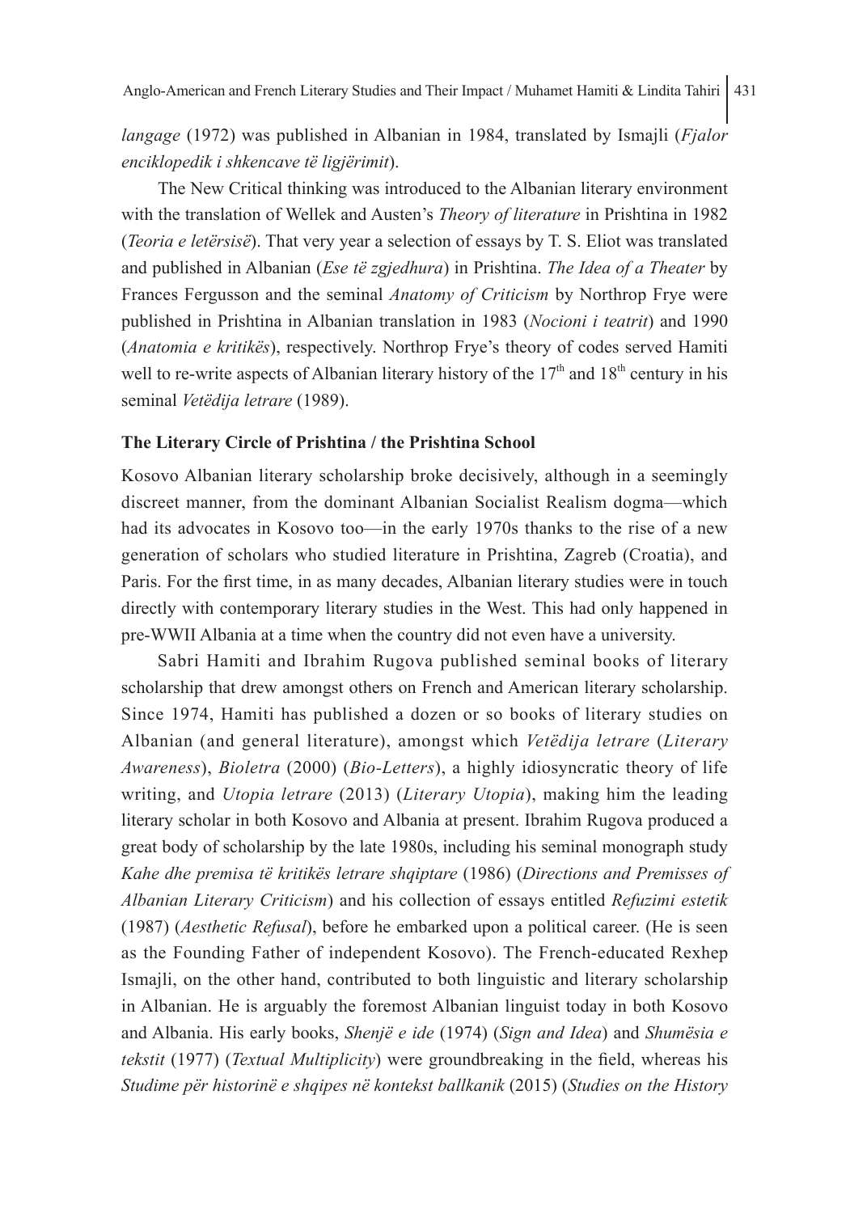*langage* (1972) was published in Albanian in 1984, translated by Ismajli (*Fjalor enciklopedik i shkencave të ligjërimit*).

The New Critical thinking was introduced to the Albanian literary environment with the translation of Wellek and Austen's *Theory of literature* in Prishtina in 1982 (*Teoria e letërsisë*). That very year a selection of essays by T. S. Eliot was translated and published in Albanian (*Ese të zgjedhura*) in Prishtina. *The Idea of a Theater* by Frances Fergusson and the seminal *Anatomy of Criticism* by Northrop Frye were published in Prishtina in Albanian translation in 1983 (*Nocioni i teatrit*) and 1990 (*Anatomia e kritikës*), respectively. Northrop Frye's theory of codes served Hamiti well to re-write aspects of Albanian literary history of the 17th and 18th century in his seminal *Vetëdija letrare* (1989).

## The Literary Circle of Prishtina / the Prishtina School

Kosovo Albanian literary scholarship broke decisively, although in a seemingly discreet manner, from the dominant Albanian Socialist Realism dogma—which had its advocates in Kosovo too—in the early 1970s thanks to the rise of a new generation of scholars who studied literature in Prishtina, Zagreb (Croatia), and Paris. For the first time, in as many decades, Albanian literary studies were in touch directly with contemporary literary studies in the West. This had only happened in pre-WWII Albania at a time when the country did not even have a university.

Sabri Hamiti and Ibrahim Rugova published seminal books of literary scholarship that drew amongst others on French and American literary scholarship. Since 1974, Hamiti has published a dozen or so books of literary studies on Albanian (and general literature), amongst which *Vetëdija letrare* (*Literary Awareness*), *Bioletra* (2000) (*Bio-Letters*), a highly idiosyncratic theory of life writing, and *Utopia letrare* (2013) (*Literary Utopia*), making him the leading literary scholar in both Kosovo and Albania at present. Ibrahim Rugova produced a great body of scholarship by the late 1980s, including his seminal monograph study *Kahe dhe premisa të kritikës letrare shqiptare* (1986) (*Directions and Premisses of Albanian Literary Criticism*) and his collection of essays entitled *Refuzimi estetik* (1987) (*Aesthetic Refusal*), before he embarked upon a political career. (He is seen as the Founding Father of independent Kosovo). The French-educated Rexhep Ismajli, on the other hand, contributed to both linguistic and literary scholarship in Albanian. He is arguably the foremost Albanian linguist today in both Kosovo and Albania. His early books, *Shenjë e ide* (1974) (*Sign and Idea*) and *Shumësia e tekstit* (1977) (*Textual Multiplicity*) were groundbreaking in the field, whereas his *Studime për historinë e shqipes në kontekst ballkanik* (2015) (*Studies on the History*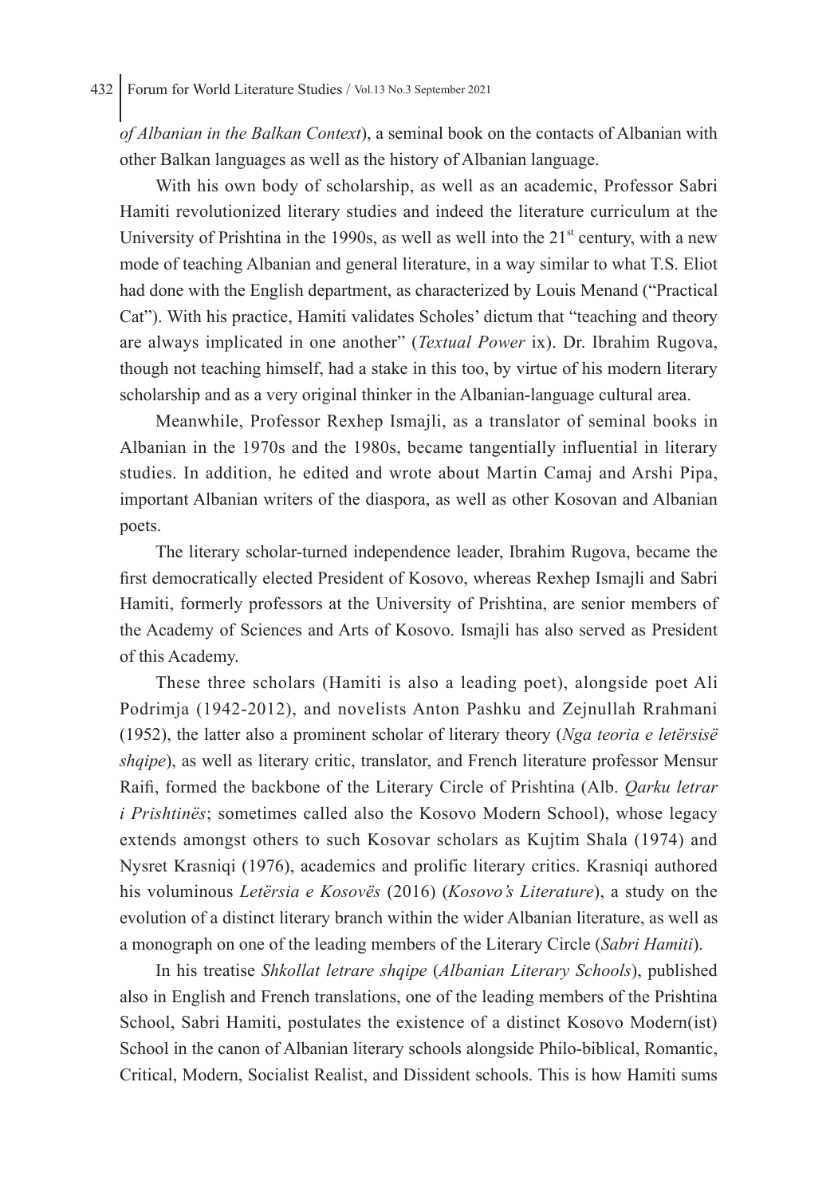*of Albanian in the Balkan Context*), a seminal book on the contacts of Albanian with other Balkan languages as well as the history of Albanian language.

With his own body of scholarship, as well as an academic, Professor Sabri Hamiti revolutionized literary studies and indeed the literature curriculum at the University of Prishtina in the 1990s, as well as well into the 21st century, with a new mode of teaching Albanian and general literature, in a way similar to what T.S. Eliot had done with the English department, as characterized by Louis Menand ("Practical Cat"). With his practice, Hamiti validates Scholes' dictum that "teaching and theory are always implicated in one another" (*Textual Power* ix). Dr. Ibrahim Rugova, though not teaching himself, had a stake in this too, by virtue of his modern literary scholarship and as a very original thinker in the Albanian-language cultural area.

Meanwhile, Professor Rexhep Ismajli, as a translator of seminal books in Albanian in the 1970s and the 1980s, became tangentially influential in literary studies. In addition, he edited and wrote about Martin Camaj and Arshi Pipa, important Albanian writers of the diaspora, as well as other Kosovan and Albanian poets.

The literary scholar-turned independence leader, Ibrahim Rugova, became the first democratically elected President of Kosovo, whereas Rexhep Ismajli and Sabri Hamiti, formerly professors at the University of Prishtina, are senior members of the Academy of Sciences and Arts of Kosovo. Ismajli has also served as President of this Academy.

These three scholars (Hamiti is also a leading poet), alongside poet Ali Podrimja (1942-2012), and novelists Anton Pashku and Zejnullah Rrahmani (1952), the latter also a prominent scholar of literary theory (*Nga teoria e letërsisë shqipe*), as well as literary critic, translator, and French literature professor Mensur Raifi, formed the backbone of the Literary Circle of Prishtina (Alb. *Qarku letrar i Prishtinës*; sometimes called also the Kosovo Modern School), whose legacy extends amongst others to such Kosovar scholars as Kujtim Shala (1974) and Nysret Krasniqi (1976), academics and prolific literary critics. Krasniqi authored his voluminous *Letërsia e Kosovës* (2016) (*Kosovo's Literature*), a study on the evolution of a distinct literary branch within the wider Albanian literature, as well as a monograph on one of the leading members of the Literary Circle (*Sabri Hamiti*).

In his treatise *Shkollat letrare shqipe* (*Albanian Literary Schools*), published also in English and French translations, one of the leading members of the Prishtina School, Sabri Hamiti, postulates the existence of a distinct Kosovo Modern(ist) School in the canon of Albanian literary schools alongside Philo-biblical, Romantic, Critical, Modern, Socialist Realist, and Dissident schools. This is how Hamiti sums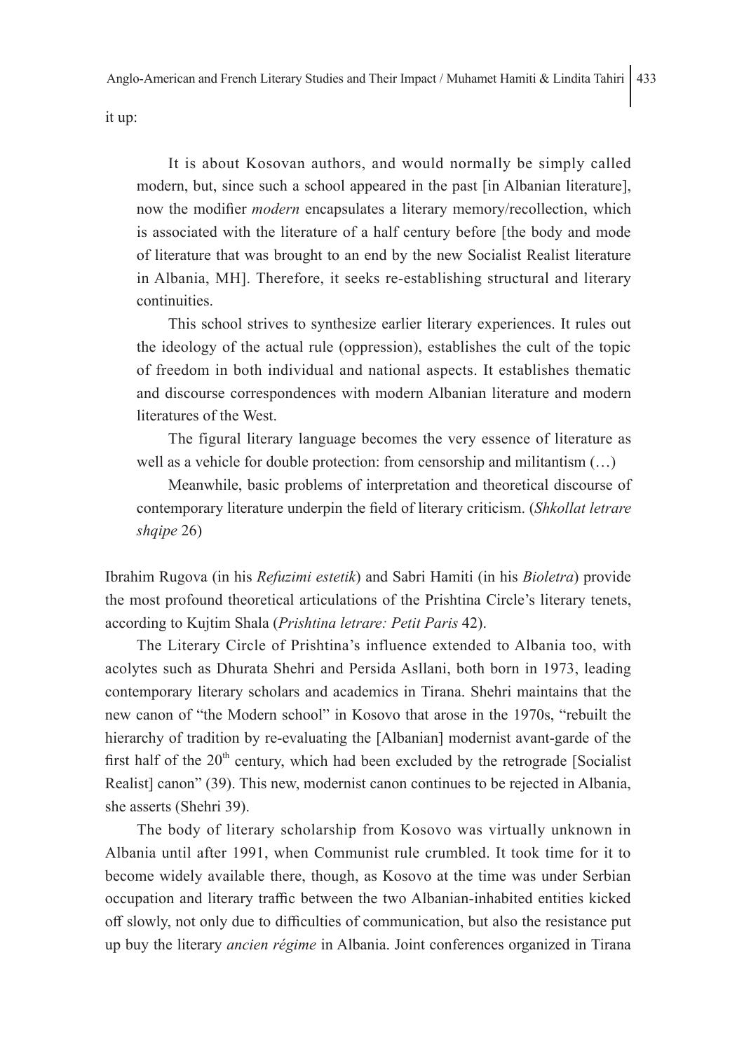it up:

> It is about Kosovan authors, and would normally be simply called modern, but, since such a school appeared in the past [in Albanian literature], now the modifier *modern* encapsulates a literary memory/recollection, which is associated with the literature of a half century before [the body and mode of literature that was brought to an end by the new Socialist Realist literature in Albania, MH]. Therefore, it seeks re-establishing structural and literary continuities.
>
> This school strives to synthesize earlier literary experiences. It rules out the ideology of the actual rule (oppression), establishes the cult of the topic of freedom in both individual and national aspects. It establishes thematic and discourse correspondences with modern Albanian literature and modern literatures of the West.
>
> The figural literary language becomes the very essence of literature as well as a vehicle for double protection: from censorship and militantism (…)
>
> Meanwhile, basic problems of interpretation and theoretical discourse of contemporary literature underpin the field of literary criticism. (*Shkollat letrare shqipe* 26)

Ibrahim Rugova (in his *Refuzimi estetik*) and Sabri Hamiti (in his *Bioletra*) provide the most profound theoretical articulations of the Prishtina Circle's literary tenets, according to Kujtim Shala (*Prishtina letrare: Petit Paris* 42).

The Literary Circle of Prishtina's influence extended to Albania too, with acolytes such as Dhurata Shehri and Persida Asllani, both born in 1973, leading contemporary literary scholars and academics in Tirana. Shehri maintains that the new canon of "the Modern school" in Kosovo that arose in the 1970s, "rebuilt the hierarchy of tradition by re-evaluating the [Albanian] modernist avant-garde of the first half of the 20th century, which had been excluded by the retrograde [Socialist Realist] canon" (39). This new, modernist canon continues to be rejected in Albania, she asserts (Shehri 39).

The body of literary scholarship from Kosovo was virtually unknown in Albania until after 1991, when Communist rule crumbled. It took time for it to become widely available there, though, as Kosovo at the time was under Serbian occupation and literary traffic between the two Albanian-inhabited entities kicked off slowly, not only due to difficulties of communication, but also the resistance put up buy the literary *ancien régime* in Albania. Joint conferences organized in Tirana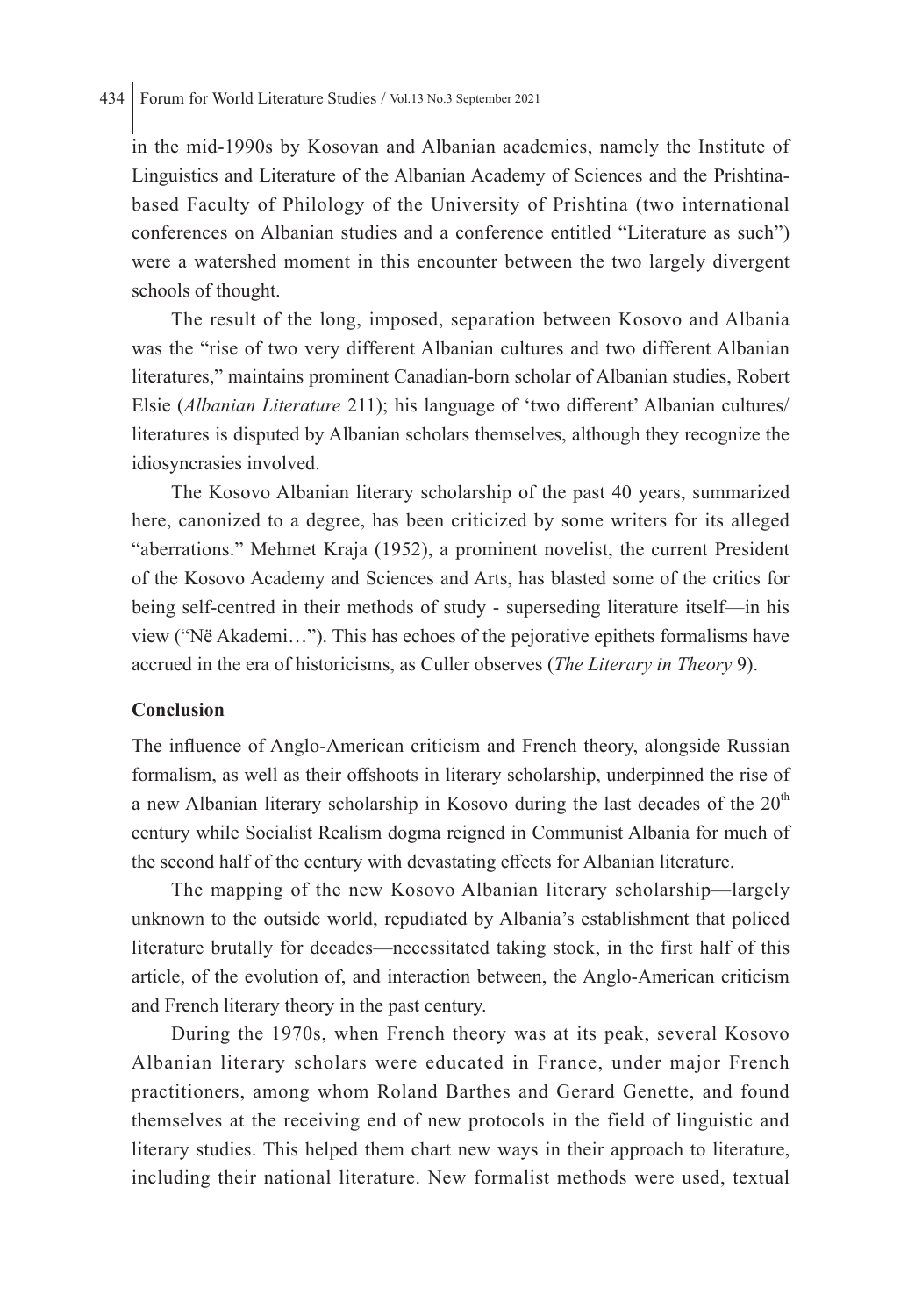in the mid-1990s by Kosovan and Albanian academics, namely the Institute of Linguistics and Literature of the Albanian Academy of Sciences and the Prishtina-based Faculty of Philology of the University of Prishtina (two international conferences on Albanian studies and a conference entitled "Literature as such") were a watershed moment in this encounter between the two largely divergent schools of thought.

The result of the long, imposed, separation between Kosovo and Albania was the "rise of two very different Albanian cultures and two different Albanian literatures," maintains prominent Canadian-born scholar of Albanian studies, Robert Elsie (*Albanian Literature* 211); his language of 'two different' Albanian cultures/ literatures is disputed by Albanian scholars themselves, although they recognize the idiosyncrasies involved.

The Kosovo Albanian literary scholarship of the past 40 years, summarized here, canonized to a degree, has been criticized by some writers for its alleged "aberrations." Mehmet Kraja (1952), a prominent novelist, the current President of the Kosovo Academy and Sciences and Arts, has blasted some of the critics for being self-centred in their methods of study - superseding literature itself—in his view ("Në Akademi…"). This has echoes of the pejorative epithets formalisms have accrued in the era of historicisms, as Culler observes (*The Literary in Theory* 9).

## Conclusion

The influence of Anglo-American criticism and French theory, alongside Russian formalism, as well as their offshoots in literary scholarship, underpinned the rise of a new Albanian literary scholarship in Kosovo during the last decades of the 20th century while Socialist Realism dogma reigned in Communist Albania for much of the second half of the century with devastating effects for Albanian literature.

The mapping of the new Kosovo Albanian literary scholarship—largely unknown to the outside world, repudiated by Albania's establishment that policed literature brutally for decades—necessitated taking stock, in the first half of this article, of the evolution of, and interaction between, the Anglo-American criticism and French literary theory in the past century.

During the 1970s, when French theory was at its peak, several Kosovo Albanian literary scholars were educated in France, under major French practitioners, among whom Roland Barthes and Gerard Genette, and found themselves at the receiving end of new protocols in the field of linguistic and literary studies. This helped them chart new ways in their approach to literature, including their national literature. New formalist methods were used, textual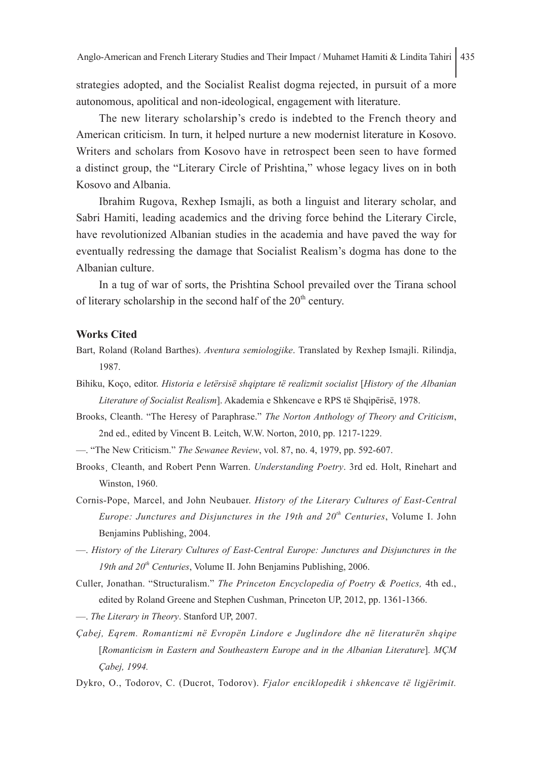strategies adopted, and the Socialist Realist dogma rejected, in pursuit of a more autonomous, apolitical and non-ideological, engagement with literature.

The new literary scholarship's credo is indebted to the French theory and American criticism. In turn, it helped nurture a new modernist literature in Kosovo. Writers and scholars from Kosovo have in retrospect been seen to have formed a distinct group, the "Literary Circle of Prishtina," whose legacy lives on in both Kosovo and Albania.

Ibrahim Rugova, Rexhep Ismajli, as both a linguist and literary scholar, and Sabri Hamiti, leading academics and the driving force behind the Literary Circle, have revolutionized Albanian studies in the academia and have paved the way for eventually redressing the damage that Socialist Realism's dogma has done to the Albanian culture.

In a tug of war of sorts, the Prishtina School prevailed over the Tirana school of literary scholarship in the second half of the 20th century.

## Works Cited

Bart, Roland (Roland Barthes). *Aventura semiologjike*. Translated by Rexhep Ismajli. Rilindja, 1987.

Bihiku, Koço, editor. *Historia e letërsisë shqiptare të realizmit socialist* [*History of the Albanian Literature of Socialist Realism*]. Akademia e Shkencave e RPS të Shqipërisë, 1978.

Brooks, Cleanth. "The Heresy of Paraphrase." *The Norton Anthology of Theory and Criticism*, 2nd ed., edited by Vincent B. Leitch, W.W. Norton, 2010, pp. 1217-1229.

—. "The New Criticism." *The Sewanee Review*, vol. 87, no. 4, 1979, pp. 592-607.

Brooks¸ Cleanth, and Robert Penn Warren. *Understanding Poetry*. 3rd ed. Holt, Rinehart and Winston, 1960.

Cornis-Pope, Marcel, and John Neubauer. *History of the Literary Cultures of East-Central Europe: Junctures and Disjunctures in the 19th and 20th Centuries*, Volume I. John Benjamins Publishing, 2004.

—. *History of the Literary Cultures of East-Central Europe: Junctures and Disjunctures in the 19th and 20th Centuries*, Volume II. John Benjamins Publishing, 2006.

Culler, Jonathan. "Structuralism." *The Princeton Encyclopedia of Poetry & Poetics,* 4th ed., edited by Roland Greene and Stephen Cushman, Princeton UP, 2012, pp. 1361-1366.

—. *The Literary in Theory*. Stanford UP, 2007.

*Çabej, Eqrem. Romantizmi në Evropën Lindore e Juglindore dhe në literaturën shqipe* [*Romanticism in Eastern and Southeastern Europe and in the Albanian Literature*]*. MÇM Çabej, 1994.*

Dykro, O., Todorov, C. (Ducrot, Todorov). *Fjalor enciklopedik i shkencave të ligjërimit.*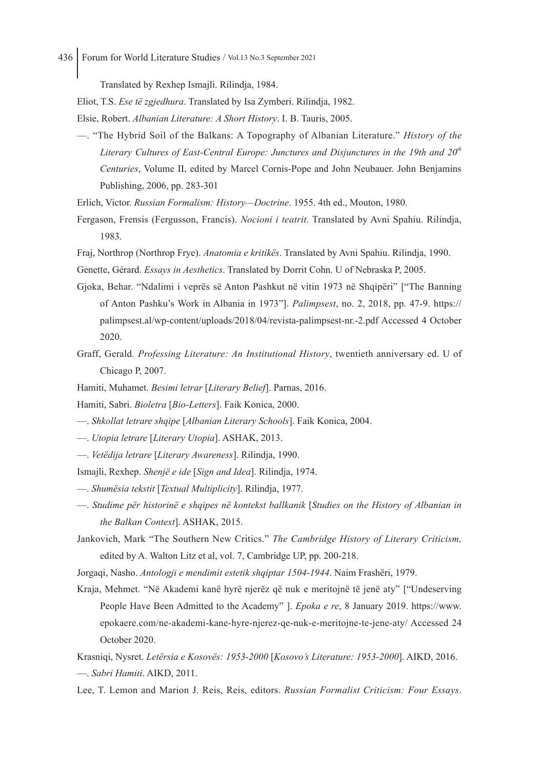Translated by Rexhep Ismajli. Rilindja, 1984.

Eliot, T.S. *Ese të zgjedhura*. Translated by Isa Zymberi. Rilindja, 1982.

Elsie, Robert. *Albanian Literature: A Short History*. I. B. Tauris, 2005.

—. "The Hybrid Soil of the Balkans: A Topography of Albanian Literature." *History of the Literary Cultures of East-Central Europe: Junctures and Disjunctures in the 19th and 20th Centuries*, Volume II, edited by Marcel Cornis-Pope and John Neubauer. John Benjamins Publishing, 2006, pp. 283-301

Erlich, Victor. *Russian Formalism: History—Doctrine*. 1955. 4th ed., Mouton, 1980.

Fergason, Frensis (Fergusson, Francis). *Nocioni i teatrit*. Translated by Avni Spahiu. Rilindja, 1983.

Fraj, Northrop (Northrop Frye). *Anatomia e kritikës*. Translated by Avni Spahiu. Rilindja, 1990.

Genette, Gérard. *Essays in Aesthetics*. Translated by Dorrit Cohn. U of Nebraska P, 2005.

Gjoka, Behar. "Ndalimi i veprës së Anton Pashkut në vitin 1973 në Shqipëri" ["The Banning of Anton Pashku's Work in Albania in 1973"]. *Palimpsest*, no. 2, 2018, pp. 47-9. https://palimpsest.al/wp-content/uploads/2018/04/revista-palimpsest-nr.-2.pdf Accessed 4 October 2020.

Graff, Gerald. *Professing Literature: An Institutional History*, twentieth anniversary ed. U of Chicago P, 2007.

Hamiti, Muhamet. *Besimi letrar* [*Literary Belief*]. Parnas, 2016.

Hamiti, Sabri. *Bioletra* [*Bio-Letters*]. Faik Konica, 2000.

—. *Shkollat letrare shqipe* [*Albanian Literary Schools*]. Faik Konica, 2004.

—. *Utopia letrare* [*Literary Utopia*]. ASHAK, 2013.

—. *Vetëdija letrare* [*Literary Awareness*]. Rilindja, 1990.

Ismajli, Rexhep. *Shenjë e ide* [*Sign and Idea*]. Rilindja, 1974.

—. *Shumësia tekstit* [*Textual Multiplicity*]. Rilindja, 1977.

—. *Studime për historinë e shqipes në kontekst ballkanik* [*Studies on the History of Albanian in the Balkan Context*]. ASHAK, 2015.

Jankovich, Mark "The Southern New Critics." *The Cambridge History of Literary Criticism,* edited by A. Walton Litz et al, vol. 7, Cambridge UP, pp. 200-218.

Jorgaqi, Nasho. *Antologji e mendimit estetik shqiptar 1504-1944*. Naim Frashëri, 1979.

Kraja, Mehmet. "Në Akademi kanë hyrë njerëz që nuk e meritojnë të jenë aty" ["Undeserving People Have Been Admitted to the Academy" ]. *Epoka e re*, 8 January 2019. https://www.epokaere.com/ne-akademi-kane-hyre-njerez-qe-nuk-e-meritojne-te-jene-aty/ Accessed 24 October 2020.

Krasniqi, Nysret. *Letërsia e Kosovës: 1953-2000* [*Kosovo's Literature: 1953-2000*]. AIKD, 2016.

—. *Sabri Hamiti*. AIKD, 2011.

Lee, T. Lemon and Marion J. Reis, Reis, editors. *Russian Formalist Criticism: Four Essays*.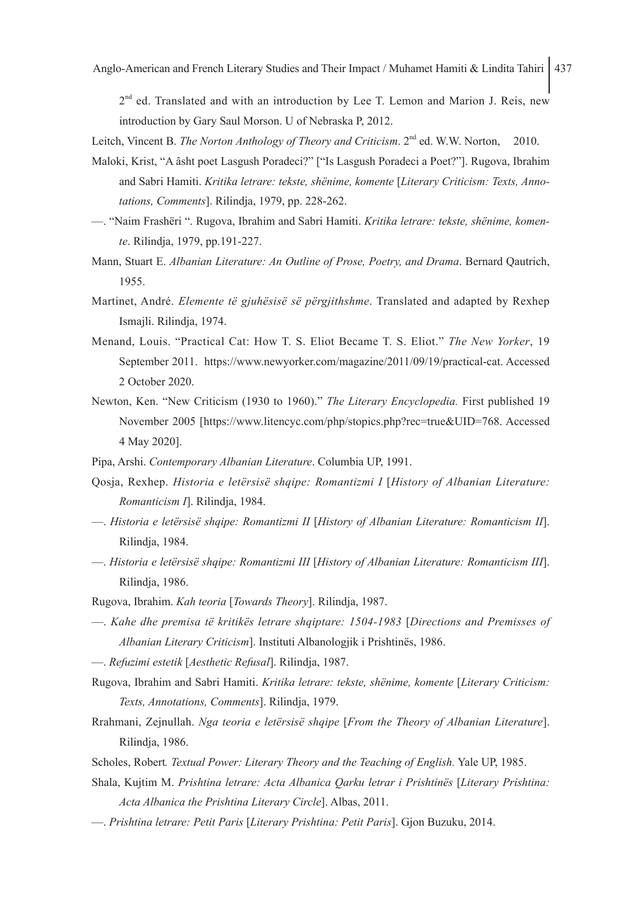2nd ed. Translated and with an introduction by Lee T. Lemon and Marion J. Reis, new introduction by Gary Saul Morson. U of Nebraska P, 2012.

Leitch, Vincent B. *The Norton Anthology of Theory and Criticism*. 2nd ed. W.W. Norton, 2010.

Maloki, Krist, "A âsht poet Lasgush Poradeci?" ["Is Lasgush Poradeci a Poet?"]. Rugova, Ibrahim and Sabri Hamiti. *Kritika letrare: tekste, shënime, komente* [*Literary Criticism: Texts, Annotations, Comments*]. Rilindja, 1979, pp. 228-262.

—. "Naim Frashëri ". Rugova, Ibrahim and Sabri Hamiti. *Kritika letrare: tekste, shënime, komente*. Rilindja, 1979, pp.191-227.

Mann, Stuart E. *Albanian Literature: An Outline of Prose, Poetry, and Drama*. Bernard Qautrich, 1955.

Martinet, André. *Elemente të gjuhësisë së përgjithshme*. Translated and adapted by Rexhep Ismajli. Rilindja, 1974.

Menand, Louis. "Practical Cat: How T. S. Eliot Became T. S. Eliot." *The New Yorker*, 19 September 2011. https://www.newyorker.com/magazine/2011/09/19/practical-cat. Accessed 2 October 2020.

Newton, Ken. "New Criticism (1930 to 1960)." *The Literary Encyclopedia.* First published 19 November 2005 [https://www.litencyc.com/php/stopics.php?rec=true&UID=768. Accessed 4 May 2020].

Pipa, Arshi. *Contemporary Albanian Literature*. Columbia UP, 1991.

Qosja, Rexhep. *Historia e letërsisë shqipe: Romantizmi I* [*History of Albanian Literature: Romanticism I*]. Rilindja, 1984.

—. *Historia e letërsisë shqipe: Romantizmi II* [*History of Albanian Literature: Romanticism II*]. Rilindja, 1984.

—. *Historia e letërsisë shqipe: Romantizmi III* [*History of Albanian Literature: Romanticism III*]. Rilindja, 1986.

Rugova, Ibrahim. *Kah teoria* [*Towards Theory*]. Rilindja, 1987.

—. *Kahe dhe premisa të kritikës letrare shqiptare: 1504-1983* [*Directions and Premisses of Albanian Literary Criticism*]. Instituti Albanologjik i Prishtinës, 1986.

—. *Refuzimi estetik* [*Aesthetic Refusal*]. Rilindja, 1987.

Rugova, Ibrahim and Sabri Hamiti. *Kritika letrare: tekste, shënime, komente* [*Literary Criticism: Texts, Annotations, Comments*]. Rilindja, 1979.

Rrahmani, Zejnullah. *Nga teoria e letërsisë shqipe* [*From the Theory of Albanian Literature*]. Rilindja, 1986.

Scholes, Robert*. Textual Power: Literary Theory and the Teaching of English.* Yale UP, 1985.

Shala, Kujtim M. *Prishtina letrare: Acta Albanica Qarku letrar i Prishtinës* [*Literary Prishtina: Acta Albanica the Prishtina Literary Circle*]. Albas, 2011.

—. *Prishtina letrare: Petit Paris* [*Literary Prishtina: Petit Paris*]. Gjon Buzuku, 2014.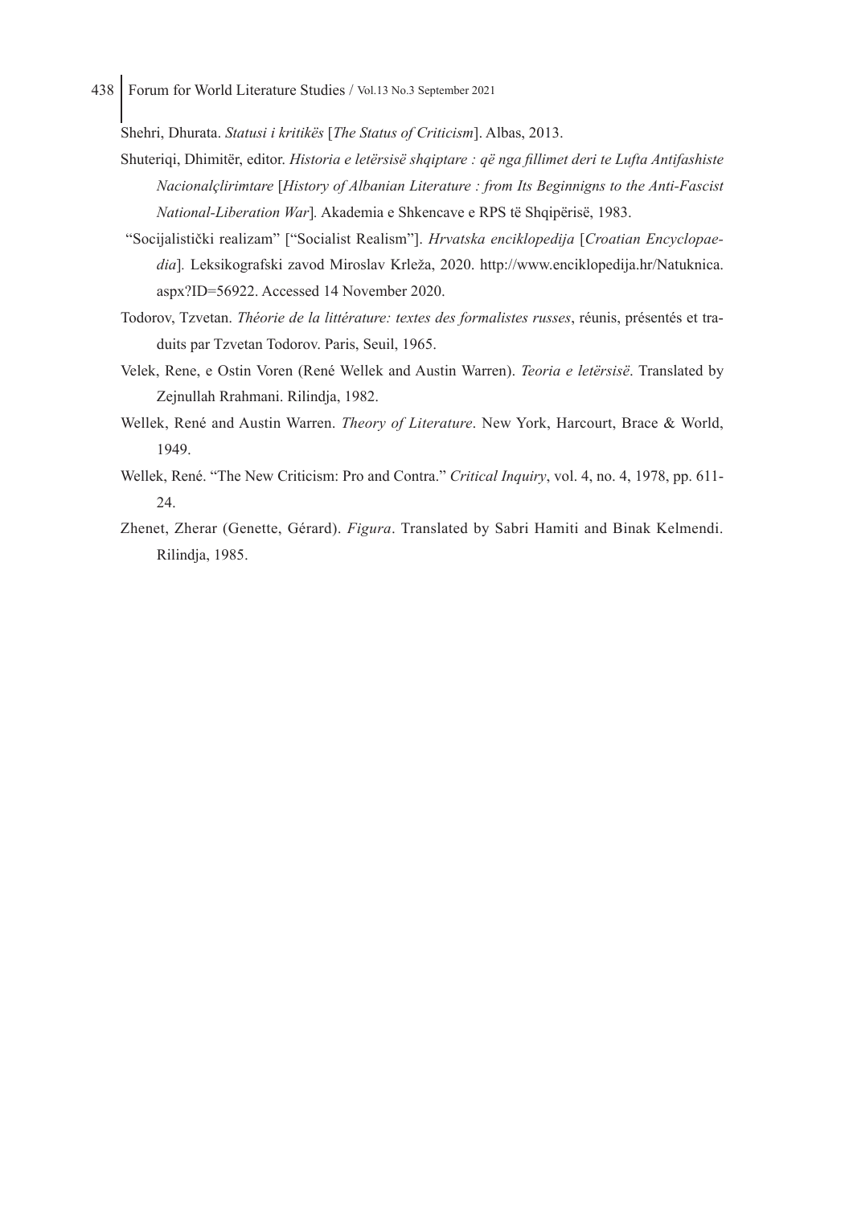Shehri, Dhurata. *Statusi i kritikës* [*The Status of Criticism*]. Albas, 2013.

Shuteriqi, Dhimitër, editor. *Historia e letërsisë shqiptare : që nga fillimet deri te Lufta Antifashiste Nacionalçlirimtare* [*History of Albanian Literature : from Its Beginnigns to the Anti-Fascist National-Liberation War*]. Akademia e Shkencave e RPS të Shqipërisë, 1983.

"Socijalistički realizam" ["Socialist Realism"]. *Hrvatska enciklopedija* [*Croatian Encyclopaedia*]. Leksikografski zavod Miroslav Krleža, 2020. http://www.enciklopedija.hr/Natuknica.aspx?ID=56922. Accessed 14 November 2020.

Todorov, Tzvetan. *Théorie de la littérature: textes des formalistes russes*, réunis, présentés et traduits par Tzvetan Todorov. Paris, Seuil, 1965.

Velek, Rene, e Ostin Voren (René Wellek and Austin Warren). *Teoria e letërsisë*. Translated by Zejnullah Rrahmani. Rilindja, 1982.

Wellek, René and Austin Warren. *Theory of Literature*. New York, Harcourt, Brace & World, 1949.

Wellek, René. "The New Criticism: Pro and Contra." *Critical Inquiry*, vol. 4, no. 4, 1978, pp. 611-24.

Zhenet, Zherar (Genette, Gérard). *Figura*. Translated by Sabri Hamiti and Binak Kelmendi. Rilindja, 1985.